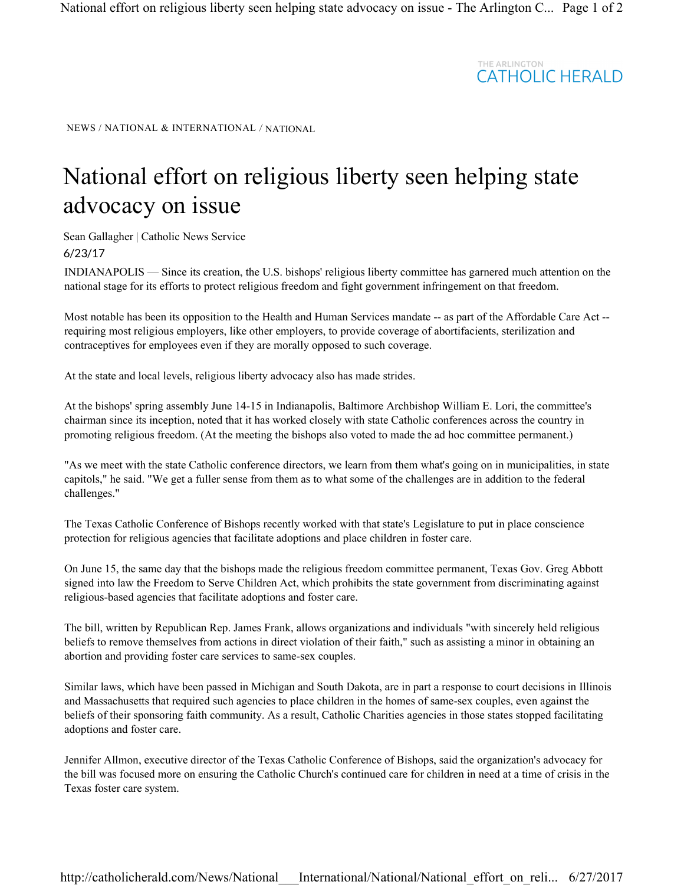THE ARLINGTON
CATHOLIC HERALD

NEWS / NATIONAL & INTERNATIONAL / NATIONAL

# National effort on religious liberty seen helping state advocacy on issue

Sean Gallagher | Catholic News Service

6/23/17

INDIANAPOLIS — Since its creation, the U.S. bishops' religious liberty committee has garnered much attention on the national stage for its efforts to protect religious freedom and fight government infringement on that freedom.

Most notable has been its opposition to the Health and Human Services mandate -- as part of the Affordable Care Act -- requiring most religious employers, like other employers, to provide coverage of abortifacients, sterilization and contraceptives for employees even if they are morally opposed to such coverage.

At the state and local levels, religious liberty advocacy also has made strides.

At the bishops' spring assembly June 14-15 in Indianapolis, Baltimore Archbishop William E. Lori, the committee's chairman since its inception, noted that it has worked closely with state Catholic conferences across the country in promoting religious freedom. (At the meeting the bishops also voted to made the ad hoc committee permanent.)

"As we meet with the state Catholic conference directors, we learn from them what's going on in municipalities, in state capitols," he said. "We get a fuller sense from them as to what some of the challenges are in addition to the federal challenges."

The Texas Catholic Conference of Bishops recently worked with that state's Legislature to put in place conscience protection for religious agencies that facilitate adoptions and place children in foster care.

On June 15, the same day that the bishops made the religious freedom committee permanent, Texas Gov. Greg Abbott signed into law the Freedom to Serve Children Act, which prohibits the state government from discriminating against religious-based agencies that facilitate adoptions and foster care.

The bill, written by Republican Rep. James Frank, allows organizations and individuals "with sincerely held religious beliefs to remove themselves from actions in direct violation of their faith," such as assisting a minor in obtaining an abortion and providing foster care services to same-sex couples.

Similar laws, which have been passed in Michigan and South Dakota, are in part a response to court decisions in Illinois and Massachusetts that required such agencies to place children in the homes of same-sex couples, even against the beliefs of their sponsoring faith community. As a result, Catholic Charities agencies in those states stopped facilitating adoptions and foster care.

Jennifer Allmon, executive director of the Texas Catholic Conference of Bishops, said the organization's advocacy for the bill was focused more on ensuring the Catholic Church's continued care for children in need at a time of crisis in the Texas foster care system.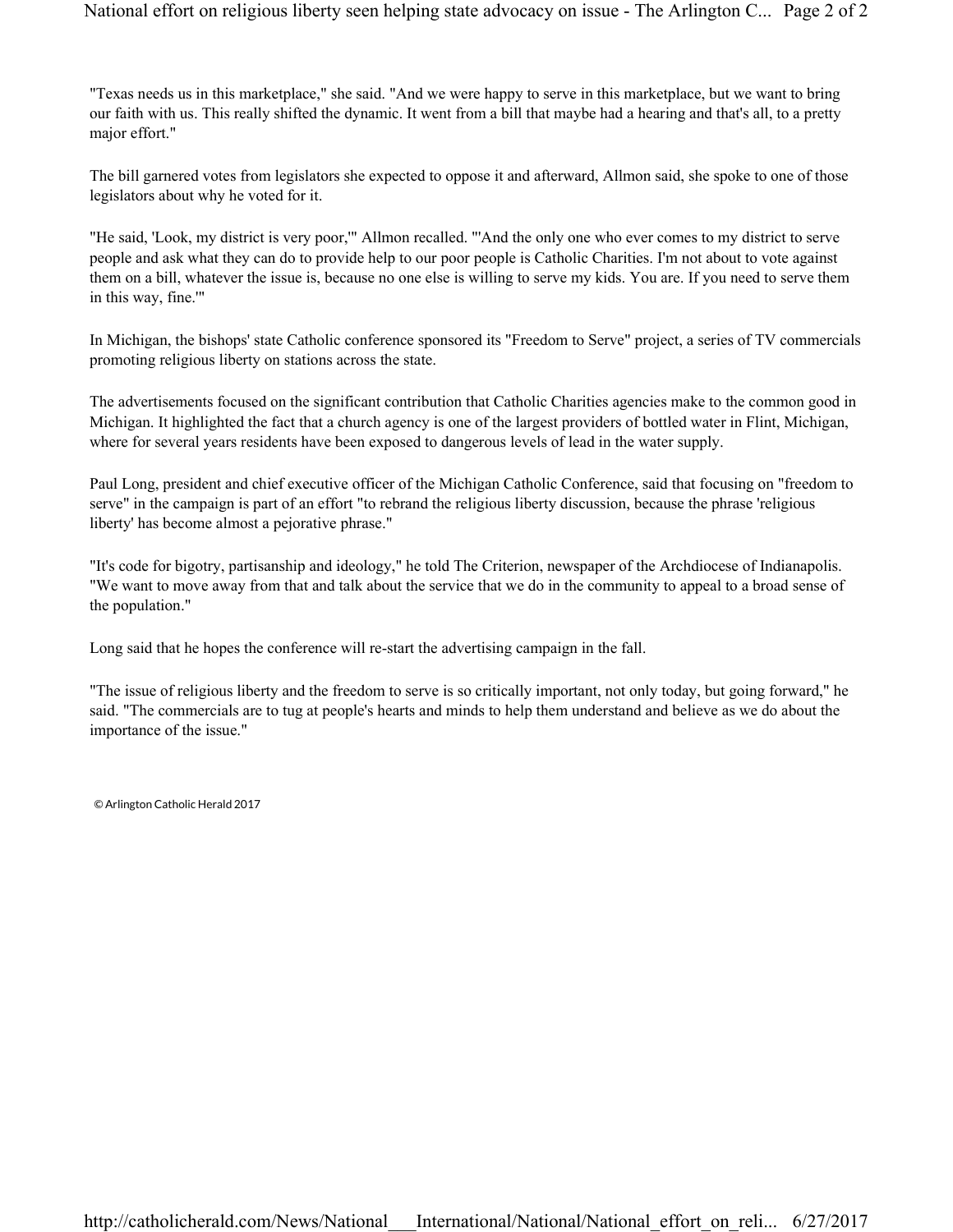"Texas needs us in this marketplace," she said. "And we were happy to serve in this marketplace, but we want to bring our faith with us. This really shifted the dynamic. It went from a bill that maybe had a hearing and that's all, to a pretty major effort."

The bill garnered votes from legislators she expected to oppose it and afterward, Allmon said, she spoke to one of those legislators about why he voted for it.

"He said, 'Look, my district is very poor,'" Allmon recalled. "'And the only one who ever comes to my district to serve people and ask what they can do to provide help to our poor people is Catholic Charities. I'm not about to vote against them on a bill, whatever the issue is, because no one else is willing to serve my kids. You are. If you need to serve them in this way, fine.'"

In Michigan, the bishops' state Catholic conference sponsored its "Freedom to Serve" project, a series of TV commercials promoting religious liberty on stations across the state.

The advertisements focused on the significant contribution that Catholic Charities agencies make to the common good in Michigan. It highlighted the fact that a church agency is one of the largest providers of bottled water in Flint, Michigan, where for several years residents have been exposed to dangerous levels of lead in the water supply.

Paul Long, president and chief executive officer of the Michigan Catholic Conference, said that focusing on "freedom to serve" in the campaign is part of an effort "to rebrand the religious liberty discussion, because the phrase 'religious liberty' has become almost a pejorative phrase."

"It's code for bigotry, partisanship and ideology," he told The Criterion, newspaper of the Archdiocese of Indianapolis. "We want to move away from that and talk about the service that we do in the community to appeal to a broad sense of the population."

Long said that he hopes the conference will re-start the advertising campaign in the fall.

"The issue of religious liberty and the freedom to serve is so critically important, not only today, but going forward," he said. "The commercials are to tug at people's hearts and minds to help them understand and believe as we do about the importance of the issue."

© Arlington Catholic Herald 2017